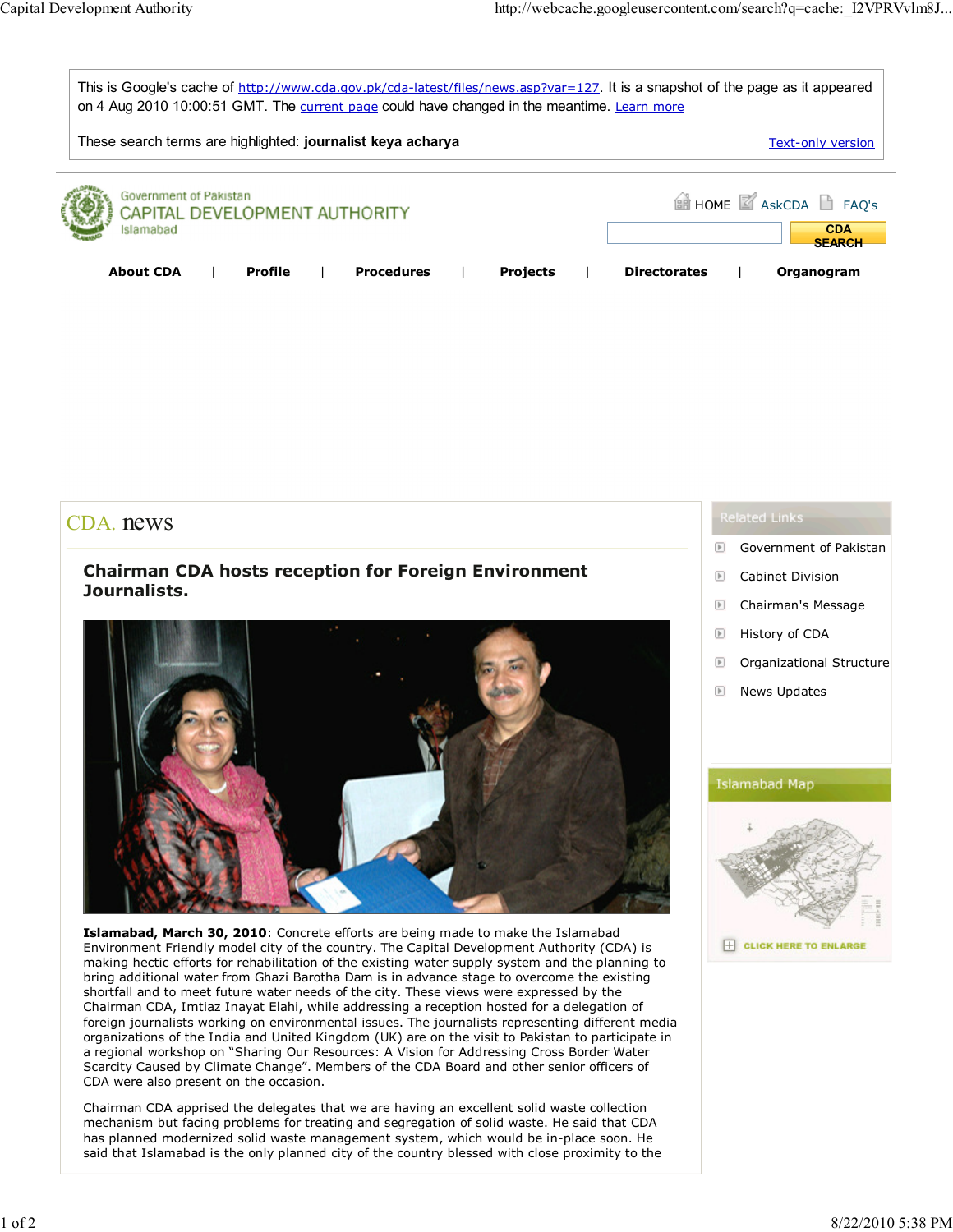This is Google's cache of http://www.cda.gov.pk/cda-latest/files/news.asp?var=127. It is a snapshot of the page as it appeared on 4 Aug 2010 10:00:51 GMT. The current page could have changed in the meantime. Learn more

These search terms are highlighted: **journalist keya acharya** Text-only version

Government of Pakistan
CAPITAL DEVELOPMENT AUTHORITY
Islamabad

HOME AskCDA FAQ's

CDA SEARCH

**About CDA** | **Profile** | **Procedures** | **Projects** | **Directorates** | **Organogram**

# CDA. news

## Chairman CDA hosts reception for Foreign Environment Journalists.

**Islamabad, March 30, 2010**: Concrete efforts are being made to make the Islamabad Environment Friendly model city of the country. The Capital Development Authority (CDA) is making hectic efforts for rehabilitation of the existing water supply system and the planning to bring additional water from Ghazi Barotha Dam is in advance stage to overcome the existing shortfall and to meet future water needs of the city. These views were expressed by the Chairman CDA, Imtiaz Inayat Elahi, while addressing a reception hosted for a delegation of foreign journalists working on environmental issues. The journalists representing different media organizations of the India and United Kingdom (UK) are on the visit to Pakistan to participate in a regional workshop on "Sharing Our Resources: A Vision for Addressing Cross Border Water Scarcity Caused by Climate Change". Members of the CDA Board and other senior officers of CDA were also present on the occasion.

Chairman CDA apprised the delegates that we are having an excellent solid waste collection mechanism but facing problems for treating and segregation of solid waste. He said that CDA has planned modernized solid waste management system, which would be in-place soon. He said that Islamabad is the only planned city of the country blessed with close proximity to the

**Related Links**

- Government of Pakistan
- Cabinet Division
- Chairman's Message
- History of CDA
- Organizational Structure
- News Updates

**Islamabad Map**

CLICK HERE TO ENLARGE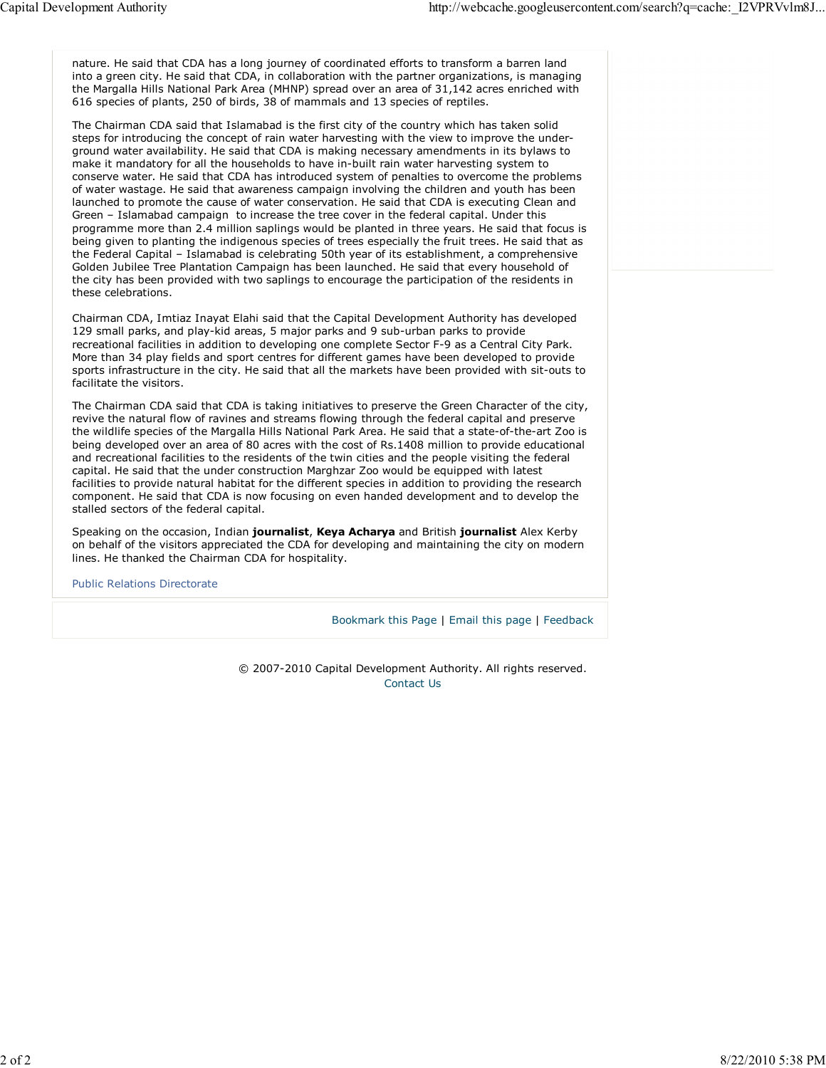nature. He said that CDA has a long journey of coordinated efforts to transform a barren land into a green city. He said that CDA, in collaboration with the partner organizations, is managing the Margalla Hills National Park Area (MHNP) spread over an area of 31,142 acres enriched with 616 species of plants, 250 of birds, 38 of mammals and 13 species of reptiles.

The Chairman CDA said that Islamabad is the first city of the country which has taken solid steps for introducing the concept of rain water harvesting with the view to improve the under-ground water availability. He said that CDA is making necessary amendments in its bylaws to make it mandatory for all the households to have in-built rain water harvesting system to conserve water. He said that CDA has introduced system of penalties to overcome the problems of water wastage. He said that awareness campaign involving the children and youth has been launched to promote the cause of water conservation. He said that CDA is executing Clean and Green – Islamabad campaign to increase the tree cover in the federal capital. Under this programme more than 2.4 million saplings would be planted in three years. He said that focus is being given to planting the indigenous species of trees especially the fruit trees. He said that as the Federal Capital – Islamabad is celebrating 50th year of its establishment, a comprehensive Golden Jubilee Tree Plantation Campaign has been launched. He said that every household of the city has been provided with two saplings to encourage the participation of the residents in these celebrations.

Chairman CDA, Imtiaz Inayat Elahi said that the Capital Development Authority has developed 129 small parks, and play-kid areas, 5 major parks and 9 sub-urban parks to provide recreational facilities in addition to developing one complete Sector F-9 as a Central City Park. More than 34 play fields and sport centres for different games have been developed to provide sports infrastructure in the city. He said that all the markets have been provided with sit-outs to facilitate the visitors.

The Chairman CDA said that CDA is taking initiatives to preserve the Green Character of the city, revive the natural flow of ravines and streams flowing through the federal capital and preserve the wildlife species of the Margalla Hills National Park Area. He said that a state-of-the-art Zoo is being developed over an area of 80 acres with the cost of Rs.1408 million to provide educational and recreational facilities to the residents of the twin cities and the people visiting the federal capital. He said that the under construction Marghzar Zoo would be equipped with latest facilities to provide natural habitat for the different species in addition to providing the research component. He said that CDA is now focusing on even handed development and to develop the stalled sectors of the federal capital.

Speaking on the occasion, Indian **journalist**, **Keya Acharya** and British **journalist** Alex Kerby on behalf of the visitors appreciated the CDA for developing and maintaining the city on modern lines. He thanked the Chairman CDA for hospitality.

Public Relations Directorate

Bookmark this Page | Email this page | Feedback

© 2007-2010 Capital Development Authority. All rights reserved.
Contact Us